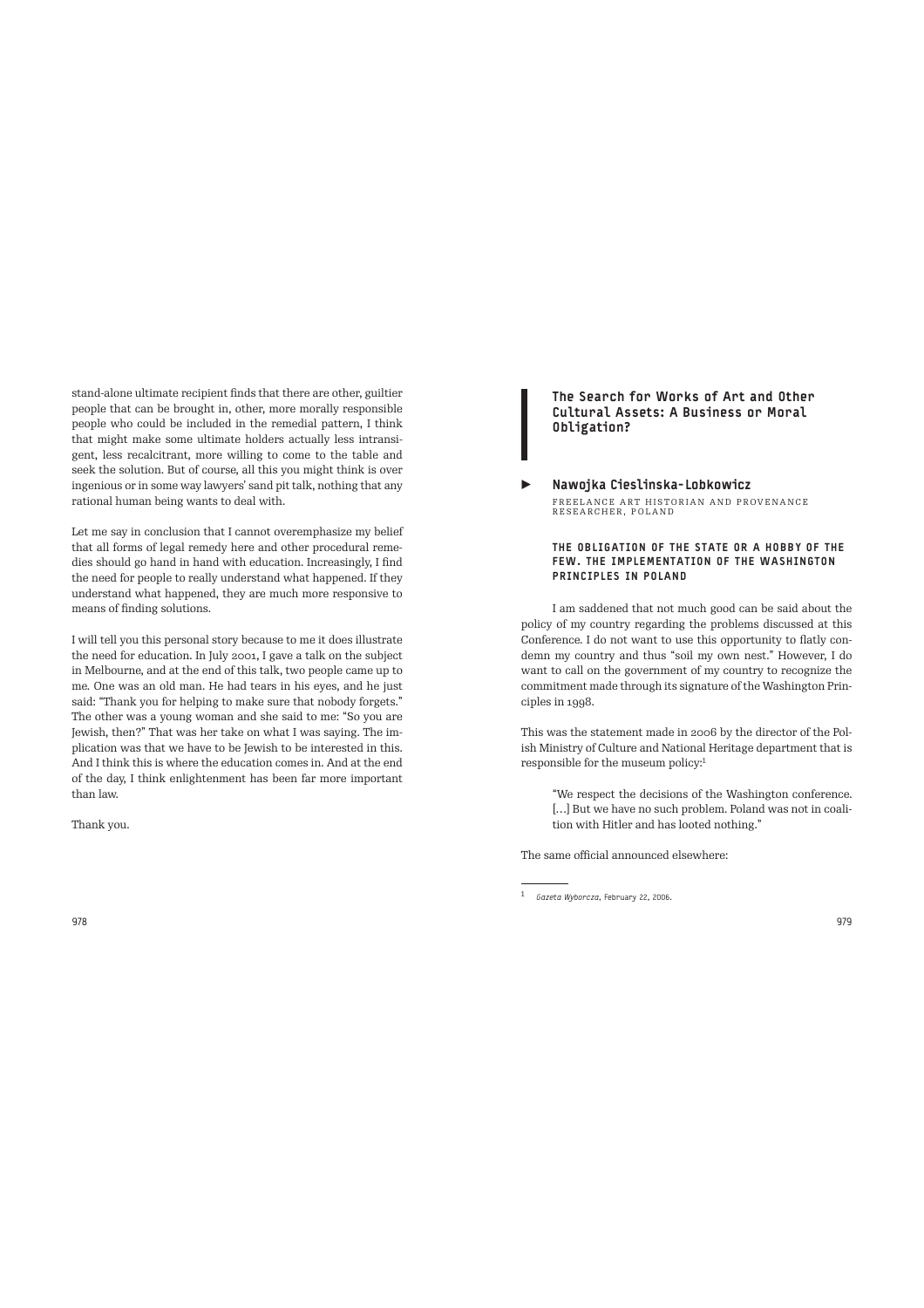stand-alone ultimate recipient finds that there are other, guiltier people that can be brought in, other, more morally responsible people who could be included in the remedial pattern, I think that might make some ultimate holders actually less intransigent, less recalcitrant, more willing to come to the table and seek the solution. But of course, all this you might think is over ingenious or in some way lawyers' sand pit talk, nothing that any rational human being wants to deal with.

Let me say in conclusion that I cannot overemphasize my belief that all forms of legal remedy here and other procedural remedies should go hand in hand with education. Increasingly, I find the need for people to really understand what happened. If they understand what happened, they are much more responsive to means of finding solutions.

I will tell you this personal story because to me it does illustrate the need for education. In July 2001, I gave a talk on the subject in Melbourne, and at the end of this talk, two people came up to me. One was an old man. He had tears in his eyes, and he just said: "Thank you for helping to make sure that nobody forgets." The other was a young woman and she said to me: "So you are Jewish, then?" That was her take on what I was saying. The implication was that we have to be Jewish to be interested in this. And I think this is where the education comes in. And at the end of the day, I think enlightenment has been far more important than law.

Thank you.

## The Search for Works of Art and Other Cultural Assets: A Business or Moral Obligation?

### Nawojka Cieslinska-Lobkowicz

FREELANCE ART HISTORIAN AND PROVENANCE RESEARCHER, POLAND

#### THE OBLIGATION OF THE STATE OR A HOBBY OF THE FEW. THE IMPLEMENTATION OF THE WASHINGTON PRINCIPLES IN POLAND

I am saddened that not much good can be said about the policy of my country regarding the problems discussed at this Conference. I do not want to use this opportunity to flatly condemn my country and thus "soil my own nest." However, I do want to call on the government of my country to recognize the commitment made through its signature of the Washington Principles in 1998.

This was the statement made in 2006 by the director of the Polish Ministry of Culture and National Heritage department that is responsible for the museum policy:[1]

> "We respect the decisions of the Washington conference. […] But we have no such problem. Poland was not in coalition with Hitler and has looted nothing."

The same official announced elsewhere:

[1] *Gazeta Wyborcza*, February 22, 2006.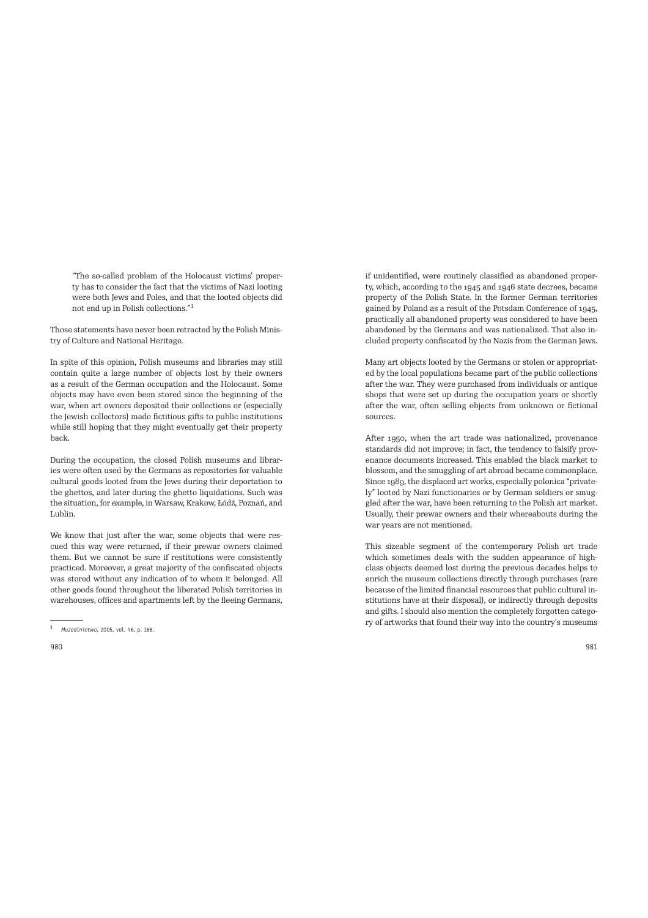> "The so-called problem of the Holocaust victims' property has to consider the fact that the victims of Nazi looting were both Jews and Poles, and that the looted objects did not end up in Polish collections."[1]

Those statements have never been retracted by the Polish Ministry of Culture and National Heritage.

In spite of this opinion, Polish museums and libraries may still contain quite a large number of objects lost by their owners as a result of the German occupation and the Holocaust. Some objects may have even been stored since the beginning of the war, when art owners deposited their collections or (especially the Jewish collectors) made fictitious gifts to public institutions while still hoping that they might eventually get their property back.

During the occupation, the closed Polish museums and libraries were often used by the Germans as repositories for valuable cultural goods looted from the Jews during their deportation to the ghettos, and later during the ghetto liquidations. Such was the situation, for example, in Warsaw, Krakow, Łódź, Poznań, and Lublin.

We know that just after the war, some objects that were rescued this way were returned, if their prewar owners claimed them. But we cannot be sure if restitutions were consistently practiced. Moreover, a great majority of the confiscated objects was stored without any indication of to whom it belonged. All other goods found throughout the liberated Polish territories in warehouses, offices and apartments left by the fleeing Germans, if unidentified, were routinely classified as abandoned property, which, according to the 1945 and 1946 state decrees, became property of the Polish State. In the former German territories gained by Poland as a result of the Potsdam Conference of 1945, practically all abandoned property was considered to have been abandoned by the Germans and was nationalized. That also included property confiscated by the Nazis from the German Jews.

Many art objects looted by the Germans or stolen or appropriated by the local populations became part of the public collections after the war. They were purchased from individuals or antique shops that were set up during the occupation years or shortly after the war, often selling objects from unknown or fictional sources.

After 1950, when the art trade was nationalized, provenance standards did not improve; in fact, the tendency to falsify provenance documents increased. This enabled the black market to blossom, and the smuggling of art abroad became commonplace. Since 1989, the displaced art works, especially polonica "privately" looted by Nazi functionaries or by German soldiers or smuggled after the war, have been returning to the Polish art market. Usually, their prewar owners and their whereabouts during the war years are not mentioned.

This sizeable segment of the contemporary Polish art trade which sometimes deals with the sudden appearance of high-class objects deemed lost during the previous decades helps to enrich the museum collections directly through purchases (rare because of the limited financial resources that public cultural institutions have at their disposal), or indirectly through deposits and gifts. I should also mention the completely forgotten category of artworks that found their way into the country's museums

---

[1] *Muzealnictwo*, 2005, vol. 46, p. 168.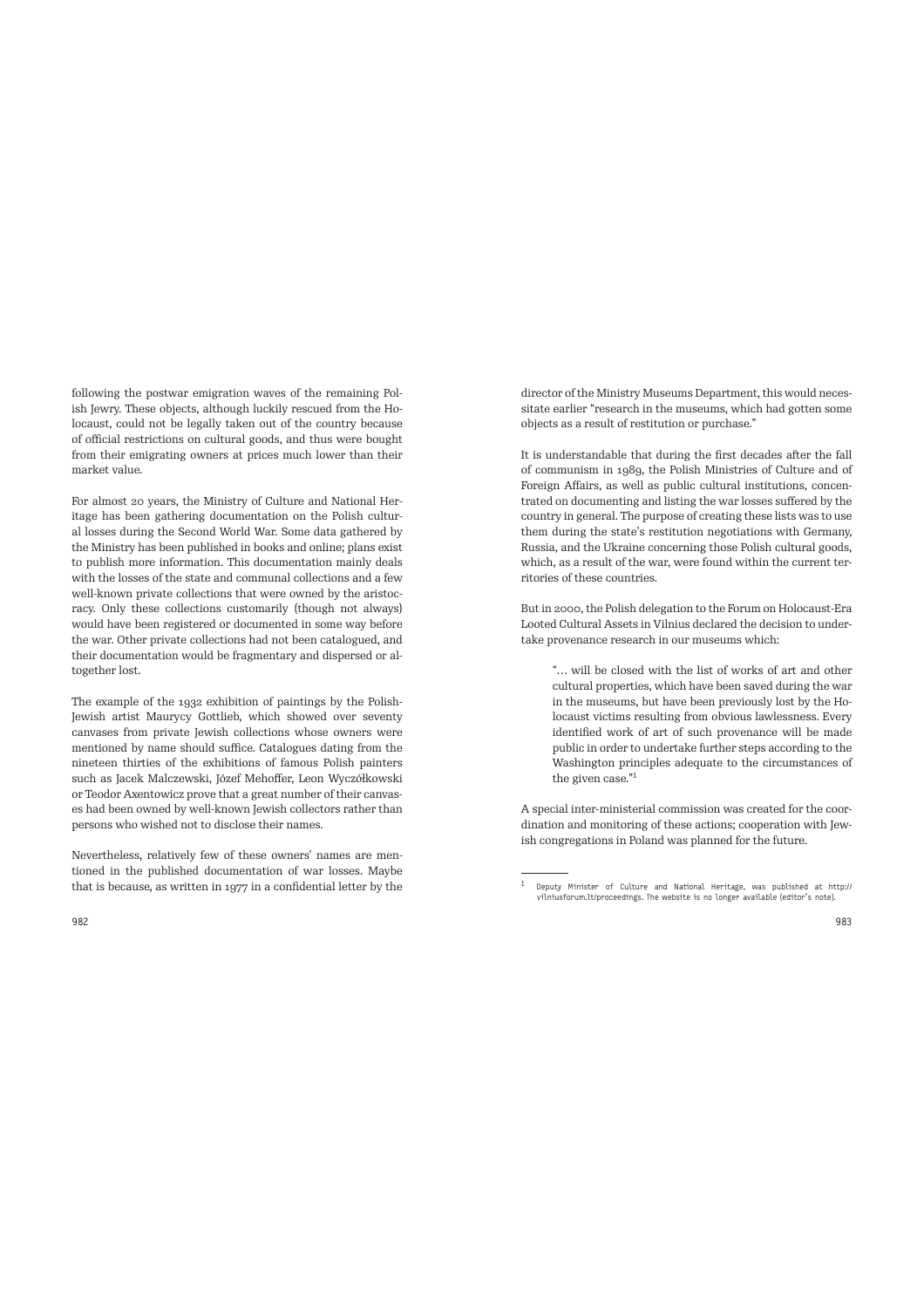following the postwar emigration waves of the remaining Polish Jewry. These objects, although luckily rescued from the Holocaust, could not be legally taken out of the country because of official restrictions on cultural goods, and thus were bought from their emigrating owners at prices much lower than their market value.

For almost 20 years, the Ministry of Culture and National Heritage has been gathering documentation on the Polish cultural losses during the Second World War. Some data gathered by the Ministry has been published in books and online; plans exist to publish more information. This documentation mainly deals with the losses of the state and communal collections and a few well-known private collections that were owned by the aristocracy. Only these collections customarily (though not always) would have been registered or documented in some way before the war. Other private collections had not been catalogued, and their documentation would be fragmentary and dispersed or altogether lost.

The example of the 1932 exhibition of paintings by the Polish-Jewish artist Maurycy Gottlieb, which showed over seventy canvases from private Jewish collections whose owners were mentioned by name should suffice. Catalogues dating from the nineteen thirties of the exhibitions of famous Polish painters such as Jacek Malczewski, Józef Mehoffer, Leon Wyczółkowski or Teodor Axentowicz prove that a great number of their canvases had been owned by well-known Jewish collectors rather than persons who wished not to disclose their names.

Nevertheless, relatively few of these owners' names are mentioned in the published documentation of war losses. Maybe that is because, as written in 1977 in a confidential letter by the director of the Ministry Museums Department, this would necessitate earlier "research in the museums, which had gotten some objects as a result of restitution or purchase."

It is understandable that during the first decades after the fall of communism in 1989, the Polish Ministries of Culture and of Foreign Affairs, as well as public cultural institutions, concentrated on documenting and listing the war losses suffered by the country in general. The purpose of creating these lists was to use them during the state's restitution negotiations with Germany, Russia, and the Ukraine concerning those Polish cultural goods, which, as a result of the war, were found within the current territories of these countries.

But in 2000, the Polish delegation to the Forum on Holocaust-Era Looted Cultural Assets in Vilnius declared the decision to undertake provenance research in our museums which:

> "… will be closed with the list of works of art and other cultural properties, which have been saved during the war in the museums, but have been previously lost by the Holocaust victims resulting from obvious lawlessness. Every identified work of art of such provenance will be made public in order to undertake further steps according to the Washington principles adequate to the circumstances of the given case."[1]

A special inter-ministerial commission was created for the coordination and monitoring of these actions; cooperation with Jewish congregations in Poland was planned for the future.

---

[1] Deputy Minister of Culture and National Heritage, was published at http://vilniusforum.lt/proceedings. The website is no longer available (editor's note).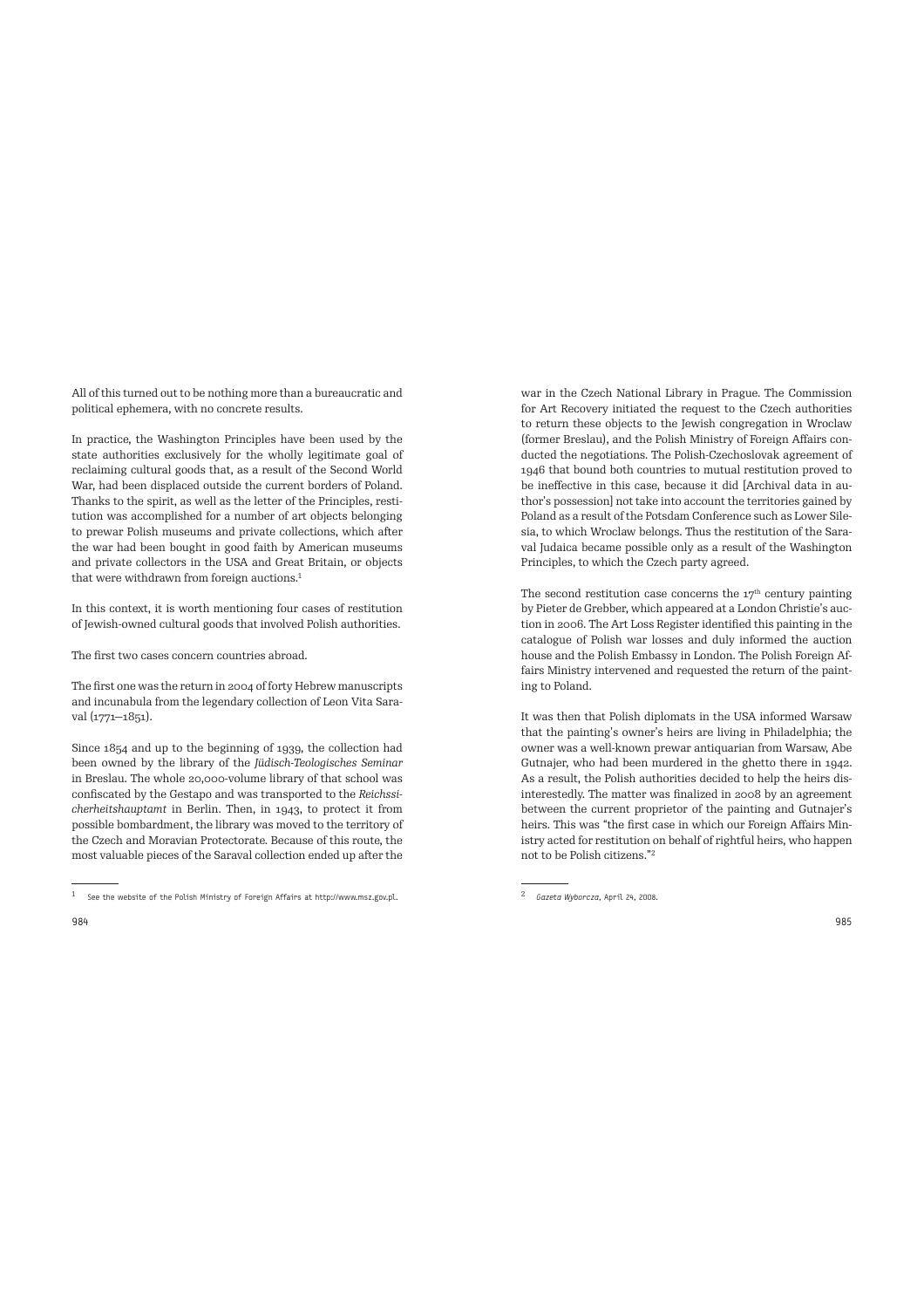All of this turned out to be nothing more than a bureaucratic and political ephemera, with no concrete results.

In practice, the Washington Principles have been used by the state authorities exclusively for the wholly legitimate goal of reclaiming cultural goods that, as a result of the Second World War, had been displaced outside the current borders of Poland. Thanks to the spirit, as well as the letter of the Principles, restitution was accomplished for a number of art objects belonging to prewar Polish museums and private collections, which after the war had been bought in good faith by American museums and private collectors in the USA and Great Britain, or objects that were withdrawn from foreign auctions.[1]

In this context, it is worth mentioning four cases of restitution of Jewish-owned cultural goods that involved Polish authorities.

The first two cases concern countries abroad.

The first one was the return in 2004 of forty Hebrew manuscripts and incunabula from the legendary collection of Leon Vita Saraval (1771–1851).

Since 1854 and up to the beginning of 1939, the collection had been owned by the library of the *Jüdisch-Teologisches Seminar* in Breslau. The whole 20,000-volume library of that school was confiscated by the Gestapo and was transported to the *Reichssicherheitshauptamt* in Berlin. Then, in 1943, to protect it from possible bombardment, the library was moved to the territory of the Czech and Moravian Protectorate. Because of this route, the most valuable pieces of the Saraval collection ended up after the war in the Czech National Library in Prague. The Commission for Art Recovery initiated the request to the Czech authorities to return these objects to the Jewish congregation in Wroclaw (former Breslau), and the Polish Ministry of Foreign Affairs conducted the negotiations. The Polish-Czechoslovak agreement of 1946 that bound both countries to mutual restitution proved to be ineffective in this case, because it did [Archival data in author's possession] not take into account the territories gained by Poland as a result of the Potsdam Conference such as Lower Silesia, to which Wroclaw belongs. Thus the restitution of the Saraval Judaica became possible only as a result of the Washington Principles, to which the Czech party agreed.

The second restitution case concerns the 17[th] century painting by Pieter de Grebber, which appeared at a London Christie's auction in 2006. The Art Loss Register identified this painting in the catalogue of Polish war losses and duly informed the auction house and the Polish Embassy in London. The Polish Foreign Affairs Ministry intervened and requested the return of the painting to Poland.

It was then that Polish diplomats in the USA informed Warsaw that the painting's owner's heirs are living in Philadelphia; the owner was a well-known prewar antiquarian from Warsaw, Abe Gutnajer, who had been murdered in the ghetto there in 1942. As a result, the Polish authorities decided to help the heirs disinterestedly. The matter was finalized in 2008 by an agreement between the current proprietor of the painting and Gutnajer's heirs. This was "the first case in which our Foreign Affairs Ministry acted for restitution on behalf of rightful heirs, who happen not to be Polish citizens."[2]

---

[1] See the website of the Polish Ministry of Foreign Affairs at http://www.msz.gov.pl.

[2] *Gazeta Wyborcza*, April 24, 2008.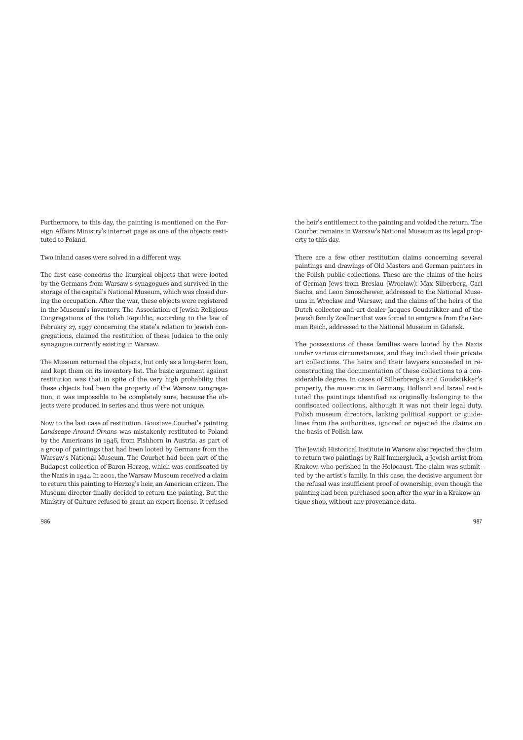Furthermore, to this day, the painting is mentioned on the Foreign Affairs Ministry's internet page as one of the objects restituted to Poland.

Two inland cases were solved in a different way.

The first case concerns the liturgical objects that were looted by the Germans from Warsaw's synagogues and survived in the storage of the capital's National Museum, which was closed during the occupation. After the war, these objects were registered in the Museum's inventory. The Association of Jewish Religious Congregations of the Polish Republic, according to the law of February 27, 1997 concerning the state's relation to Jewish congregations, claimed the restitution of these Judaica to the only synagogue currently existing in Warsaw.

The Museum returned the objects, but only as a long-term loan, and kept them on its inventory list. The basic argument against restitution was that in spite of the very high probability that these objects had been the property of the Warsaw congregation, it was impossible to be completely sure, because the objects were produced in series and thus were not unique.

Now to the last case of restitution. Goustave Courbet's painting *Landscape Around Ornans* was mistakenly restituted to Poland by the Americans in 1946, from Fishhorn in Austria, as part of a group of paintings that had been looted by Germans from the Warsaw's National Museum. The Courbet had been part of the Budapest collection of Baron Herzog, which was confiscated by the Nazis in 1944. In 2001, the Warsaw Museum received a claim to return this painting to Herzog's heir, an American citizen. The Museum director finally decided to return the painting. But the Ministry of Culture refused to grant an export license. It refused the heir's entitlement to the painting and voided the return. The Courbet remains in Warsaw's National Museum as its legal property to this day.

There are a few other restitution claims concerning several paintings and drawings of Old Masters and German painters in the Polish public collections. These are the claims of the heirs of German Jews from Breslau (Wrocław): Max Silberberg, Carl Sachs, and Leon Smoschewer, addressed to the National Museums in Wrocław and Warsaw; and the claims of the heirs of the Dutch collector and art dealer Jacques Goudstikker and of the Jewish family Zoellner that was forced to emigrate from the German Reich, addressed to the National Museum in Gdańsk.

The possessions of these families were looted by the Nazis under various circumstances, and they included their private art collections. The heirs and their lawyers succeeded in reconstructing the documentation of these collections to a considerable degree. In cases of Silberbrerg's and Goudstikker's property, the museums in Germany, Holland and Israel restituted the paintings identified as originally belonging to the confiscated collections, although it was not their legal duty. Polish museum directors, lacking political support or guidelines from the authorities, ignored or rejected the claims on the basis of Polish law.

The Jewish Historical Institute in Warsaw also rejected the claim to return two paintings by Ralf Immergluck, a Jewish artist from Krakow, who perished in the Holocaust. The claim was submitted by the artist's family. In this case, the decisive argument for the refusal was insufficient proof of ownership, even though the painting had been purchased soon after the war in a Krakow antique shop, without any provenance data.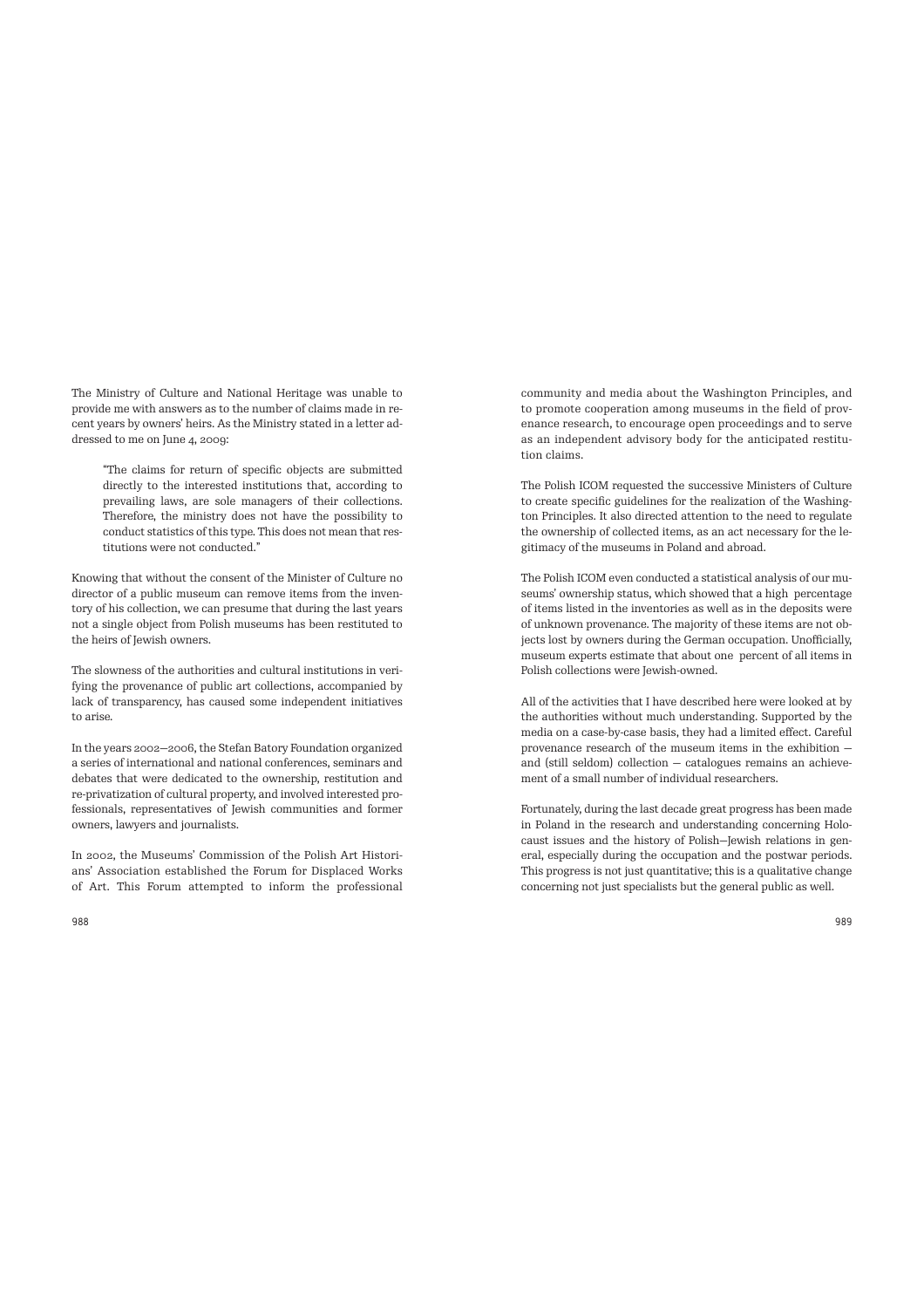The Ministry of Culture and National Heritage was unable to provide me with answers as to the number of claims made in recent years by owners' heirs. As the Ministry stated in a letter addressed to me on June 4, 2009:

> "The claims for return of specific objects are submitted directly to the interested institutions that, according to prevailing laws, are sole managers of their collections. Therefore, the ministry does not have the possibility to conduct statistics of this type. This does not mean that restitutions were not conducted."

Knowing that without the consent of the Minister of Culture no director of a public museum can remove items from the inventory of his collection, we can presume that during the last years not a single object from Polish museums has been restituted to the heirs of Jewish owners.

The slowness of the authorities and cultural institutions in verifying the provenance of public art collections, accompanied by lack of transparency, has caused some independent initiatives to arise.

In the years 2002—2006, the Stefan Batory Foundation organized a series of international and national conferences, seminars and debates that were dedicated to the ownership, restitution and re-privatization of cultural property, and involved interested professionals, representatives of Jewish communities and former owners, lawyers and journalists.

In 2002, the Museums' Commission of the Polish Art Historians' Association established the Forum for Displaced Works of Art. This Forum attempted to inform the professional community and media about the Washington Principles, and to promote cooperation among museums in the field of provenance research, to encourage open proceedings and to serve as an independent advisory body for the anticipated restitution claims.

The Polish ICOM requested the successive Ministers of Culture to create specific guidelines for the realization of the Washington Principles. It also directed attention to the need to regulate the ownership of collected items, as an act necessary for the legitimacy of the museums in Poland and abroad.

The Polish ICOM even conducted a statistical analysis of our museums' ownership status, which showed that a high percentage of items listed in the inventories as well as in the deposits were of unknown provenance. The majority of these items are not objects lost by owners during the German occupation. Unofficially, museum experts estimate that about one percent of all items in Polish collections were Jewish-owned.

All of the activities that I have described here were looked at by the authorities without much understanding. Supported by the media on a case-by-case basis, they had a limited effect. Careful provenance research of the museum items in the exhibition — and (still seldom) collection — catalogues remains an achievement of a small number of individual researchers.

Fortunately, during the last decade great progress has been made in Poland in the research and understanding concerning Holocaust issues and the history of Polish—Jewish relations in general, especially during the occupation and the postwar periods. This progress is not just quantitative; this is a qualitative change concerning not just specialists but the general public as well.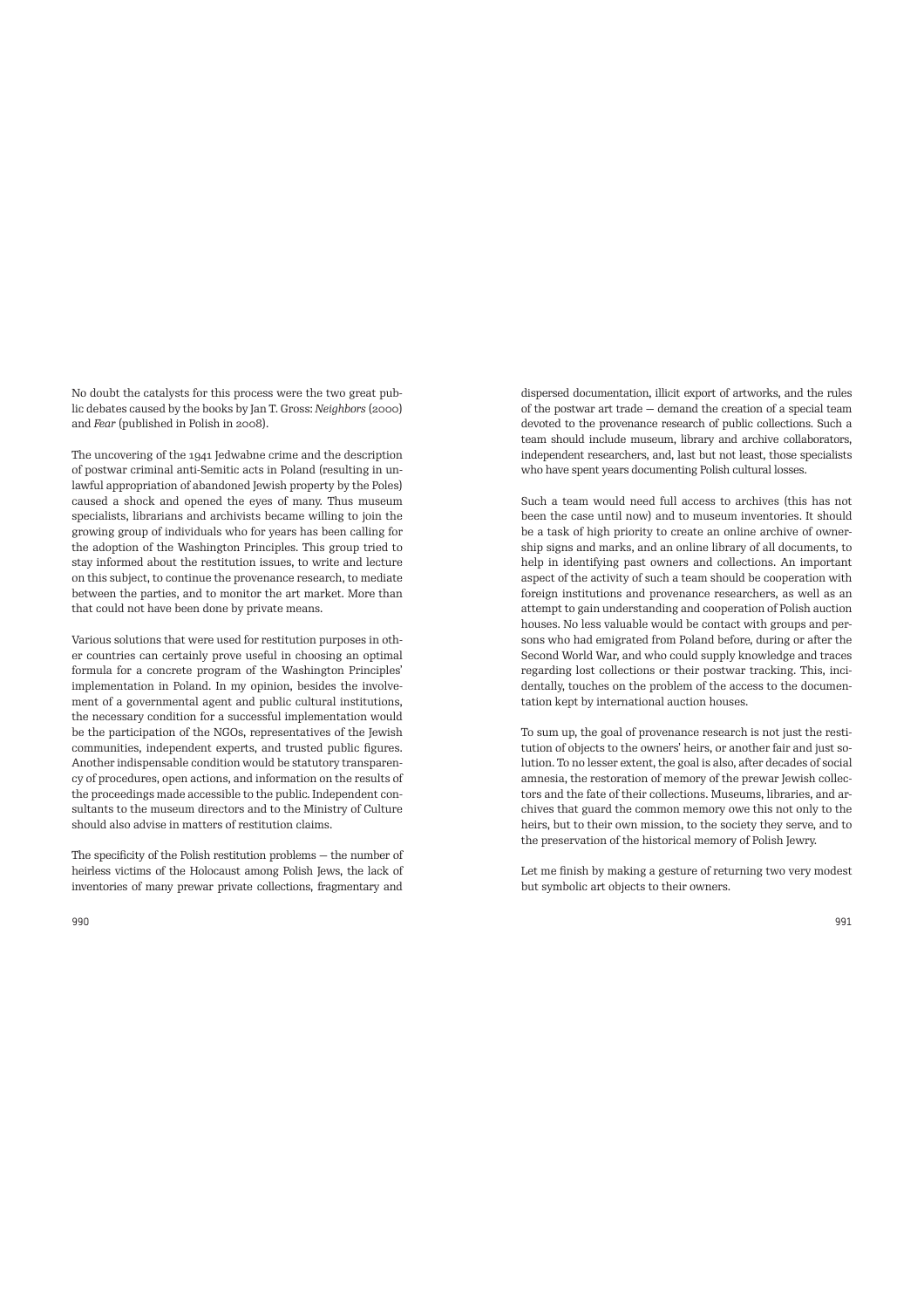No doubt the catalysts for this process were the two great public debates caused by the books by Jan T. Gross: *Neighbors* (2000) and *Fear* (published in Polish in 2008).

The uncovering of the 1941 Jedwabne crime and the description of postwar criminal anti-Semitic acts in Poland (resulting in unlawful appropriation of abandoned Jewish property by the Poles) caused a shock and opened the eyes of many. Thus museum specialists, librarians and archivists became willing to join the growing group of individuals who for years has been calling for the adoption of the Washington Principles. This group tried to stay informed about the restitution issues, to write and lecture on this subject, to continue the provenance research, to mediate between the parties, and to monitor the art market. More than that could not have been done by private means.

Various solutions that were used for restitution purposes in other countries can certainly prove useful in choosing an optimal formula for a concrete program of the Washington Principles' implementation in Poland. In my opinion, besides the involvement of a governmental agent and public cultural institutions, the necessary condition for a successful implementation would be the participation of the NGOs, representatives of the Jewish communities, independent experts, and trusted public figures. Another indispensable condition would be statutory transparency of procedures, open actions, and information on the results of the proceedings made accessible to the public. Independent consultants to the museum directors and to the Ministry of Culture should also advise in matters of restitution claims.

The specificity of the Polish restitution problems — the number of heirless victims of the Holocaust among Polish Jews, the lack of inventories of many prewar private collections, fragmentary and dispersed documentation, illicit export of artworks, and the rules of the postwar art trade — demand the creation of a special team devoted to the provenance research of public collections. Such a team should include museum, library and archive collaborators, independent researchers, and, last but not least, those specialists who have spent years documenting Polish cultural losses.

Such a team would need full access to archives (this has not been the case until now) and to museum inventories. It should be a task of high priority to create an online archive of ownership signs and marks, and an online library of all documents, to help in identifying past owners and collections. An important aspect of the activity of such a team should be cooperation with foreign institutions and provenance researchers, as well as an attempt to gain understanding and cooperation of Polish auction houses. No less valuable would be contact with groups and persons who had emigrated from Poland before, during or after the Second World War, and who could supply knowledge and traces regarding lost collections or their postwar tracking. This, incidentally, touches on the problem of the access to the documentation kept by international auction houses.

To sum up, the goal of provenance research is not just the restitution of objects to the owners' heirs, or another fair and just solution. To no lesser extent, the goal is also, after decades of social amnesia, the restoration of memory of the prewar Jewish collectors and the fate of their collections. Museums, libraries, and archives that guard the common memory owe this not only to the heirs, but to their own mission, to the society they serve, and to the preservation of the historical memory of Polish Jewry.

Let me finish by making a gesture of returning two very modest but symbolic art objects to their owners.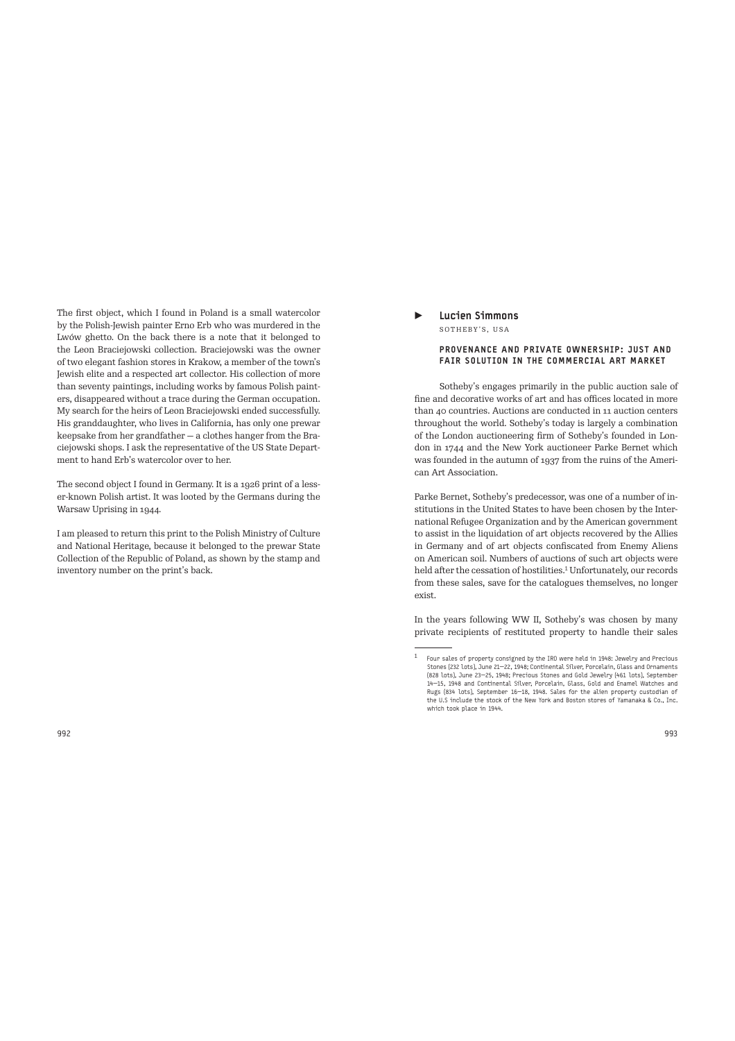The first object, which I found in Poland is a small watercolor by the Polish-Jewish painter Erno Erb who was murdered in the Lwów ghetto. On the back there is a note that it belonged to the Leon Braciejowski collection. Braciejowski was the owner of two elegant fashion stores in Krakow, a member of the town's Jewish elite and a respected art collector. His collection of more than seventy paintings, including works by famous Polish painters, disappeared without a trace during the German occupation. My search for the heirs of Leon Braciejowski ended successfully. His granddaughter, who lives in California, has only one prewar keepsake from her grandfather — a clothes hanger from the Braciejowski shops. I ask the representative of the US State Department to hand Erb's watercolor over to her.

The second object I found in Germany. It is a 1926 print of a lesser-known Polish artist. It was looted by the Germans during the Warsaw Uprising in 1944.

I am pleased to return this print to the Polish Ministry of Culture and National Heritage, because it belonged to the prewar State Collection of the Republic of Poland, as shown by the stamp and inventory number on the print's back.

## ► Lucien Simmons

SOTHEBY'S, USA

### PROVENANCE AND PRIVATE OWNERSHIP: JUST AND FAIR SOLUTION IN THE COMMERCIAL ART MARKET

Sotheby's engages primarily in the public auction sale of fine and decorative works of art and has offices located in more than 40 countries. Auctions are conducted in 11 auction centers throughout the world. Sotheby's today is largely a combination of the London auctioneering firm of Sotheby's founded in London in 1744 and the New York auctioneer Parke Bernet which was founded in the autumn of 1937 from the ruins of the American Art Association.

Parke Bernet, Sotheby's predecessor, was one of a number of institutions in the United States to have been chosen by the International Refugee Organization and by the American government to assist in the liquidation of art objects recovered by the Allies in Germany and of art objects confiscated from Enemy Aliens on American soil. Numbers of auctions of such art objects were held after the cessation of hostilities.[1] Unfortunately, our records from these sales, save for the catalogues themselves, no longer exist.

In the years following WW II, Sotheby's was chosen by many private recipients of restituted property to handle their sales

[1] Four sales of property consigned by the IRO were held in 1948: Jewelry and Precious Stones (232 lots), June 21—22, 1948; Continental Silver, Porcelain, Glass and Ornaments (828 lots), June 23—25, 1948; Precious Stones and Gold Jewelry (461 lots), September 14—15, 1948 and Continental Silver, Porcelain, Glass, Gold and Enamel Watches and Rugs (834 lots), September 16—18, 1948. Sales for the alien property custodian of the U.S include the stock of the New York and Boston stores of Yamanaka & Co., Inc. which took place in 1944.